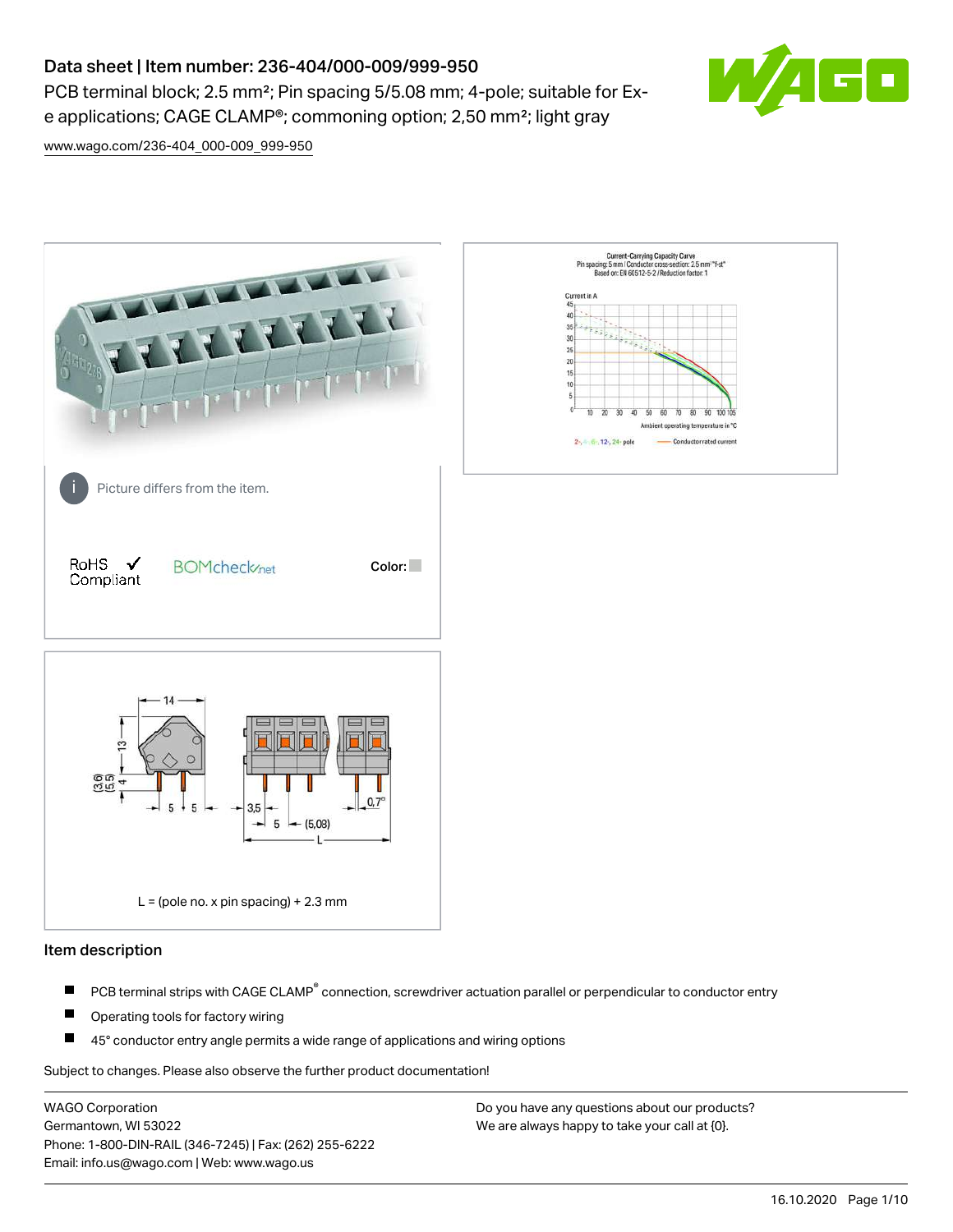# Data sheet | Item number: 236-404/000-009/999-950

PCB terminal block; 2.5 mm²; Pin spacing 5/5.08 mm; 4-pole; suitable for Ex-e applications; CAGE CLAMP®; commoning option; 2,50 mm²; light gray

www.wago.com/236-404_000-009_999-950

Picture differs from the item.

RoHS ✓ Compliant

BOMcheck.net

Color:

L = (pole no. x pin spacing) + 2.3 mm

## Item description

- PCB terminal strips with CAGE CLAMP® connection, screwdriver actuation parallel or perpendicular to conductor entry
- Operating tools for factory wiring
- 45° conductor entry angle permits a wide range of applications and wiring options

Subject to changes. Please also observe the further product documentation!

WAGO Corporation
Germantown, WI 53022
Phone: 1-800-DIN-RAIL (346-7245) | Fax: (262) 255-6222
Email: info.us@wago.com | Web: www.wago.us

Do you have any questions about our products?
We are always happy to take your call at {0}.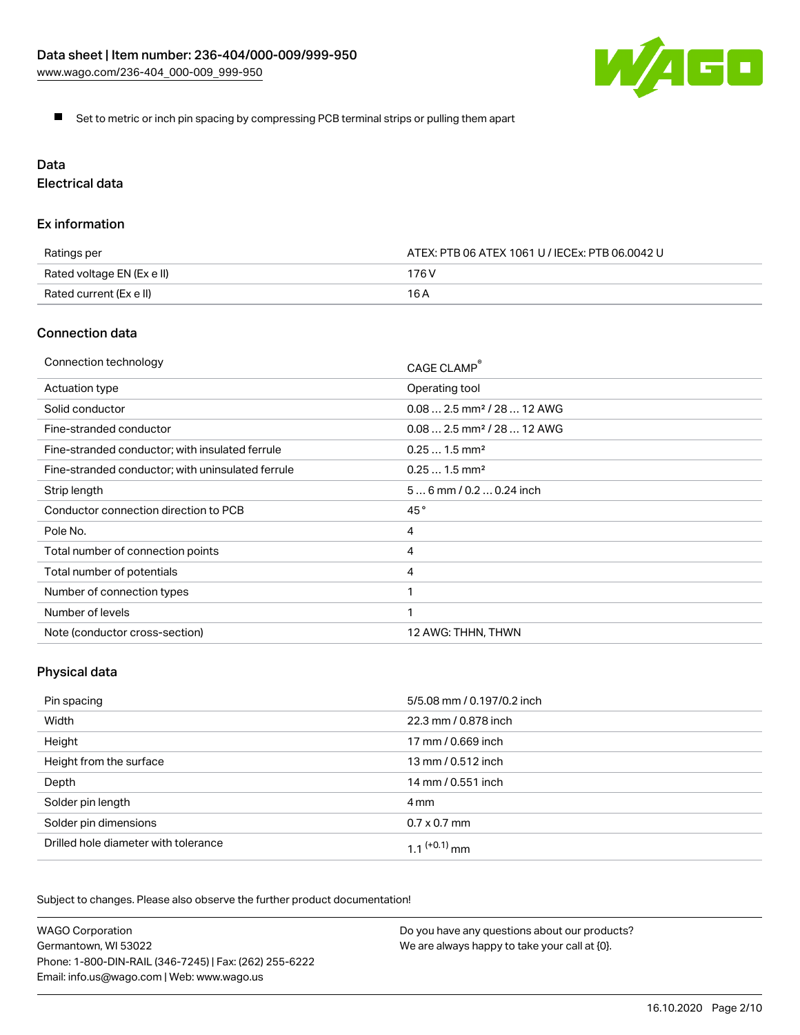- Set to metric or inch pin spacing by compressing PCB terminal strips or pulling them apart

## Data

### Electrical data

#### Ex information

| | |
|---|---|
| Ratings per | ATEX: PTB 06 ATEX 1061 U / IECEx: PTB 06.0042 U |
| Rated voltage EN (Ex e II) | 176 V |
| Rated current (Ex e II) | 16 A |

#### Connection data

| | |
|---|---|
| Connection technology | CAGE CLAMP® |
| Actuation type | Operating tool |
| Solid conductor | 0.08 … 2.5 mm² / 28 … 12 AWG |
| Fine-stranded conductor | 0.08 … 2.5 mm² / 28 … 12 AWG |
| Fine-stranded conductor; with insulated ferrule | 0.25 … 1.5 mm² |
| Fine-stranded conductor; with uninsulated ferrule | 0.25 … 1.5 mm² |
| Strip length | 5 … 6 mm / 0.2 … 0.24 inch |
| Conductor connection direction to PCB | 45 ° |
| Pole No. | 4 |
| Total number of connection points | 4 |
| Total number of potentials | 4 |
| Number of connection types | 1 |
| Number of levels | 1 |
| Note (conductor cross-section) | 12 AWG: THHN, THWN |

#### Physical data

| | |
|---|---|
| Pin spacing | 5/5.08 mm / 0.197/0.2 inch |
| Width | 22.3 mm / 0.878 inch |
| Height | 17 mm / 0.669 inch |
| Height from the surface | 13 mm / 0.512 inch |
| Depth | 14 mm / 0.551 inch |
| Solder pin length | 4 mm |
| Solder pin dimensions | 0.7 x 0.7 mm |
| Drilled hole diameter with tolerance | 1.1 $^{(+0.1)}$ mm |

Subject to changes. Please also observe the further product documentation!

WAGO Corporation
Germantown, WI 53022
Phone: 1-800-DIN-RAIL (346-7245) | Fax: (262) 255-6222
Email: info.us@wago.com | Web: www.wago.us

Do you have any questions about our products?
We are always happy to take your call at {0}.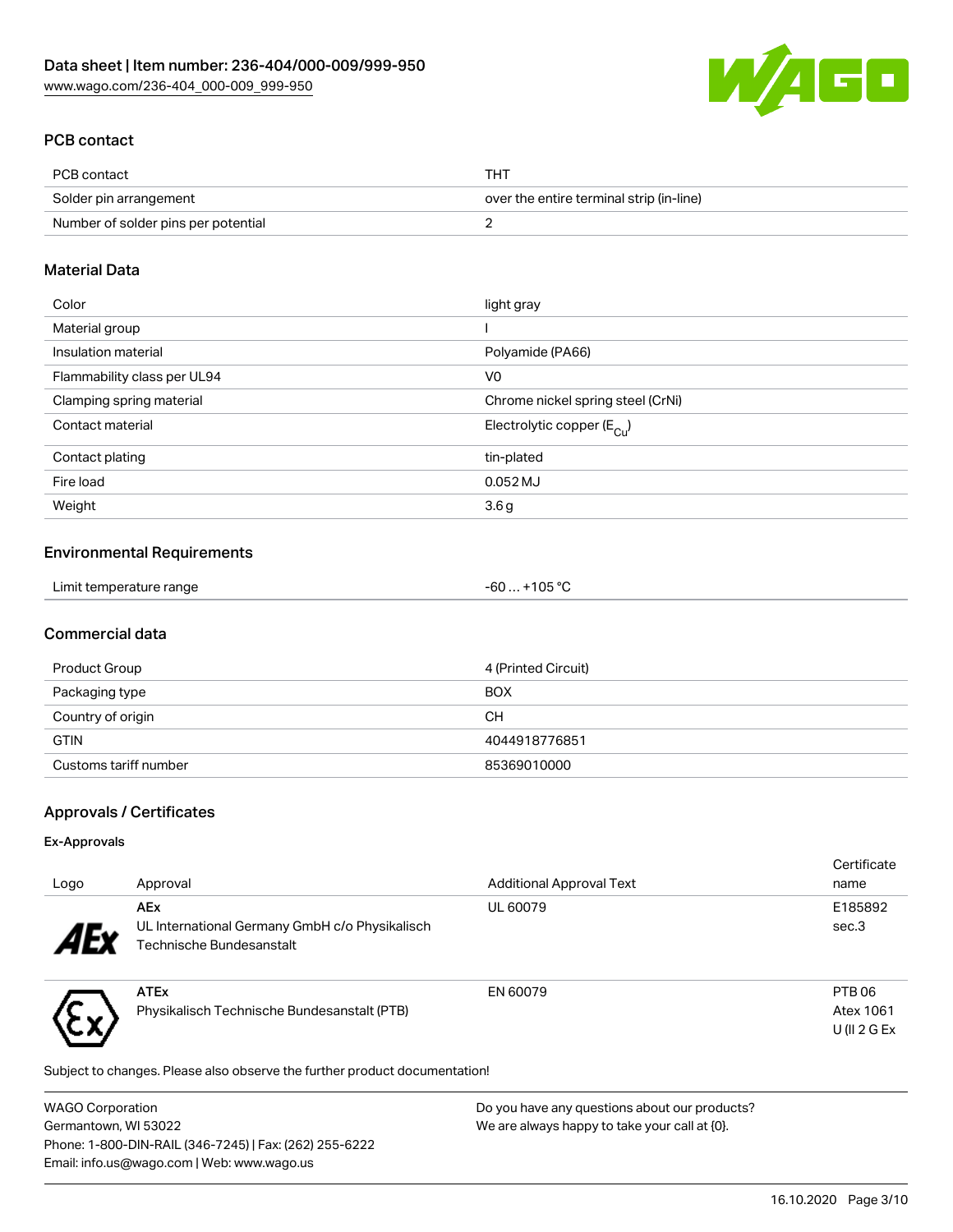## PCB contact

| PCB contact | THT |
|---|---|
| Solder pin arrangement | over the entire terminal strip (in-line) |
| Number of solder pins per potential | 2 |

## Material Data

| Color | light gray |
|---|---|
| Material group | I |
| Insulation material | Polyamide (PA66) |
| Flammability class per UL94 | V0 |
| Clamping spring material | Chrome nickel spring steel (CrNi) |
| Contact material | Electrolytic copper ($E_{Cu}$) |
| Contact plating | tin-plated |
| Fire load | 0.052 MJ |
| Weight | 3.6 g |

## Environmental Requirements

| Limit temperature range | -60 … +105 °C |
|---|---|

## Commercial data

| Product Group | 4 (Printed Circuit) |
|---|---|
| Packaging type | BOX |
| Country of origin | CH |
| GTIN | 4044918776851 |
| Customs tariff number | 85369010000 |

## Approvals / Certificates

### Ex-Approvals

| Logo | Approval | Additional Approval Text | Certificate name |
|---|---|---|---|
| | **AEx** UL International Germany GmbH c/o Physikalisch Technische Bundesanstalt | UL 60079 | E185892 sec.3 |
| | **ATEx** Physikalisch Technische Bundesanstalt (PTB) | EN 60079 | PTB 06 Atex 1061 U (II 2 G Ex |

Subject to changes. Please also observe the further product documentation!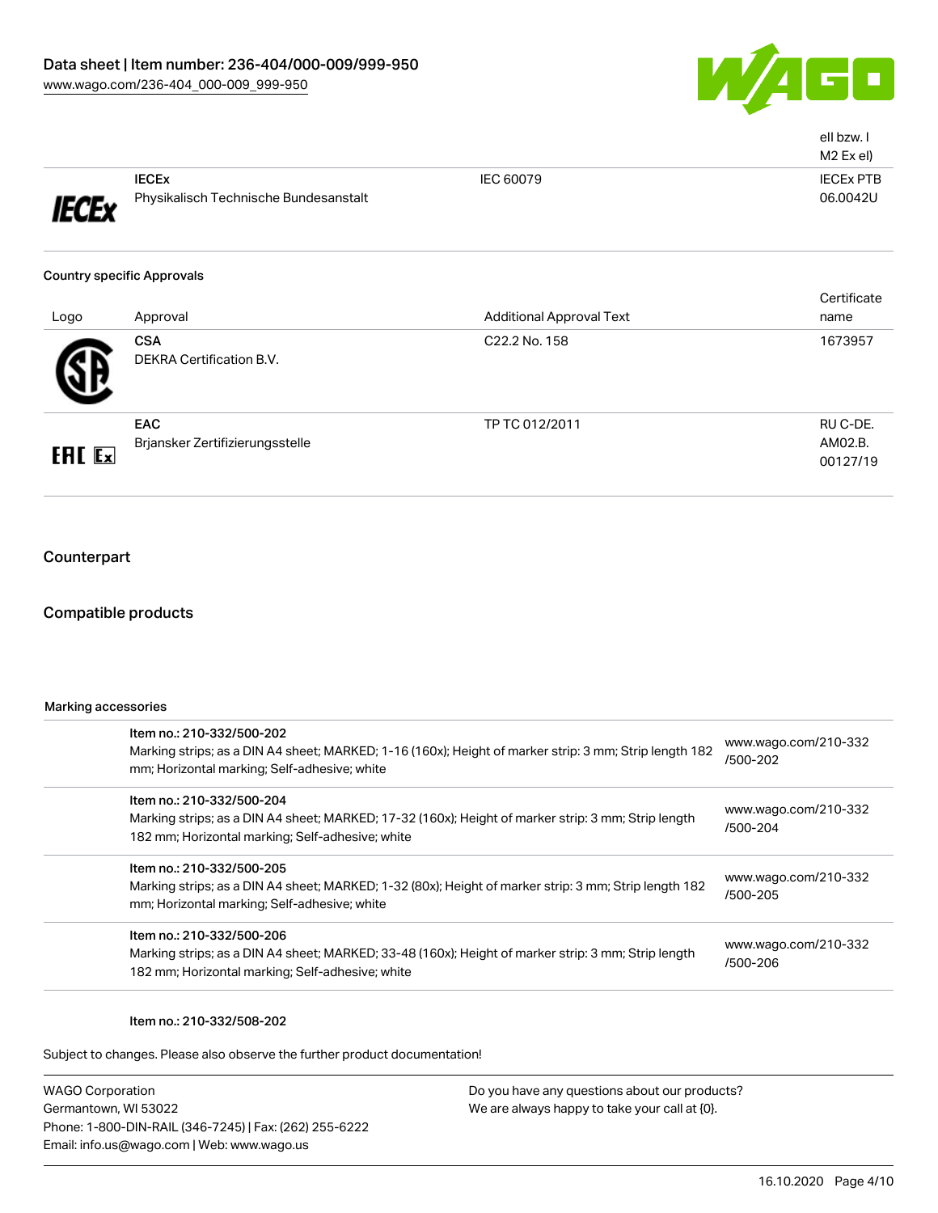| | | | ell bzw. I M2 Ex el) |
|---|---|---|---|
| | **IECEx** Physikalisch Technische Bundesanstalt | IEC 60079 | IECEx PTB 06.0042U |

Country specific Approvals

| Logo | Approval | Additional Approval Text | Certificate name |
|---|---|---|---|
| | **CSA** DEKRA Certification B.V. | C22.2 No. 158 | 1673957 |
| | **EAC** Brjansker Zertifizierungsstelle | TP TC 012/2011 | RU C-DE. AM02.B. 00127/19 |

## Counterpart

## Compatible products

Marking accessories

| | | |
|---|---|---|
| | Item no.: 210-332/500-202 Marking strips; as a DIN A4 sheet; MARKED; 1-16 (160x); Height of marker strip: 3 mm; Strip length 182 mm; Horizontal marking; Self-adhesive; white | www.wago.com/210-332/500-202 |
| | Item no.: 210-332/500-204 Marking strips; as a DIN A4 sheet; MARKED; 17-32 (160x); Height of marker strip: 3 mm; Strip length 182 mm; Horizontal marking; Self-adhesive; white | www.wago.com/210-332/500-204 |
| | Item no.: 210-332/500-205 Marking strips; as a DIN A4 sheet; MARKED; 1-32 (80x); Height of marker strip: 3 mm; Strip length 182 mm; Horizontal marking; Self-adhesive; white | www.wago.com/210-332/500-205 |
| | Item no.: 210-332/500-206 Marking strips; as a DIN A4 sheet; MARKED; 33-48 (160x); Height of marker strip: 3 mm; Strip length 182 mm; Horizontal marking; Self-adhesive; white | www.wago.com/210-332/500-206 |

Item no.: 210-332/508-202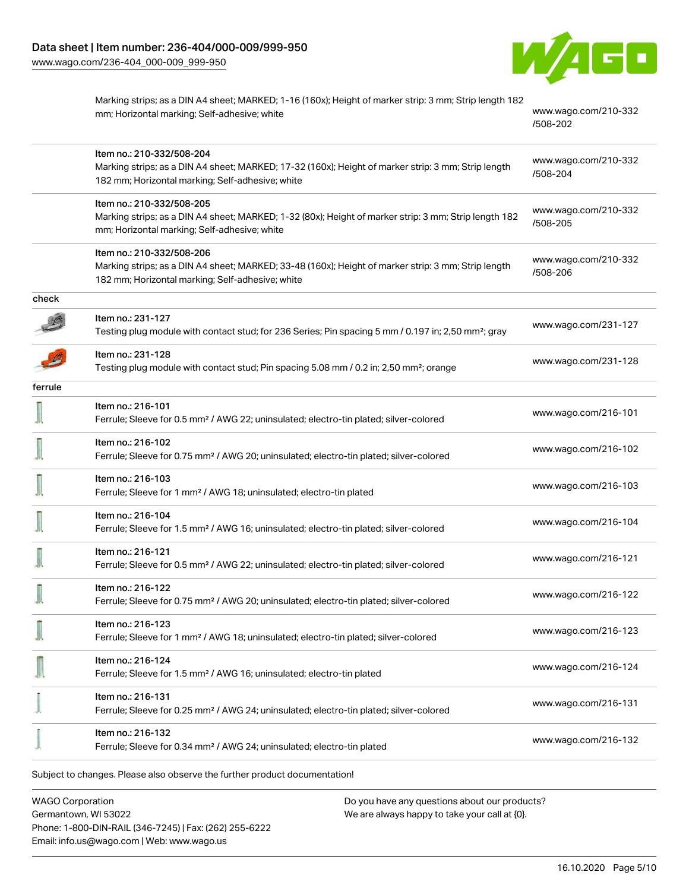| | | |
|---|---|---|
| | Marking strips; as a DIN A4 sheet; MARKED; 1-16 (160x); Height of marker strip: 3 mm; Strip length 182 mm; Horizontal marking; Self-adhesive; white | www.wago.com/210-332/508-202 |
| | Item no.: 210-332/508-204<br>Marking strips; as a DIN A4 sheet; MARKED; 17-32 (160x); Height of marker strip: 3 mm; Strip length 182 mm; Horizontal marking; Self-adhesive; white | www.wago.com/210-332/508-204 |
| | Item no.: 210-332/508-205<br>Marking strips; as a DIN A4 sheet; MARKED; 1-32 (80x); Height of marker strip: 3 mm; Strip length 182 mm; Horizontal marking; Self-adhesive; white | www.wago.com/210-332/508-205 |
| | Item no.: 210-332/508-206<br>Marking strips; as a DIN A4 sheet; MARKED; 33-48 (160x); Height of marker strip: 3 mm; Strip length 182 mm; Horizontal marking; Self-adhesive; white | www.wago.com/210-332/508-206 |
| check | | |
| | Item no.: 231-127<br>Testing plug module with contact stud; for 236 Series; Pin spacing 5 mm / 0.197 in; 2,50 mm²; gray | www.wago.com/231-127 |
| | Item no.: 231-128<br>Testing plug module with contact stud; Pin spacing 5.08 mm / 0.2 in; 2,50 mm²; orange | www.wago.com/231-128 |
| ferrule | | |
| | Item no.: 216-101<br>Ferrule; Sleeve for 0.5 mm² / AWG 22; uninsulated; electro-tin plated; silver-colored | www.wago.com/216-101 |
| | Item no.: 216-102<br>Ferrule; Sleeve for 0.75 mm² / AWG 20; uninsulated; electro-tin plated; silver-colored | www.wago.com/216-102 |
| | Item no.: 216-103<br>Ferrule; Sleeve for 1 mm² / AWG 18; uninsulated; electro-tin plated | www.wago.com/216-103 |
| | Item no.: 216-104<br>Ferrule; Sleeve for 1.5 mm² / AWG 16; uninsulated; electro-tin plated; silver-colored | www.wago.com/216-104 |
| | Item no.: 216-121<br>Ferrule; Sleeve for 0.5 mm² / AWG 22; uninsulated; electro-tin plated; silver-colored | www.wago.com/216-121 |
| | Item no.: 216-122<br>Ferrule; Sleeve for 0.75 mm² / AWG 20; uninsulated; electro-tin plated; silver-colored | www.wago.com/216-122 |
| | Item no.: 216-123<br>Ferrule; Sleeve for 1 mm² / AWG 18; uninsulated; electro-tin plated; silver-colored | www.wago.com/216-123 |
| | Item no.: 216-124<br>Ferrule; Sleeve for 1.5 mm² / AWG 16; uninsulated; electro-tin plated | www.wago.com/216-124 |
| | Item no.: 216-131<br>Ferrule; Sleeve for 0.25 mm² / AWG 24; uninsulated; electro-tin plated; silver-colored | www.wago.com/216-131 |
| | Item no.: 216-132<br>Ferrule; Sleeve for 0.34 mm² / AWG 24; uninsulated; electro-tin plated | www.wago.com/216-132 |

Subject to changes. Please also observe the further product documentation!

WAGO Corporation
Germantown, WI 53022
Phone: 1-800-DIN-RAIL (346-7245) | Fax: (262) 255-6222
Email: info.us@wago.com | Web: www.wago.us

Do you have any questions about our products?
We are always happy to take your call at {0}.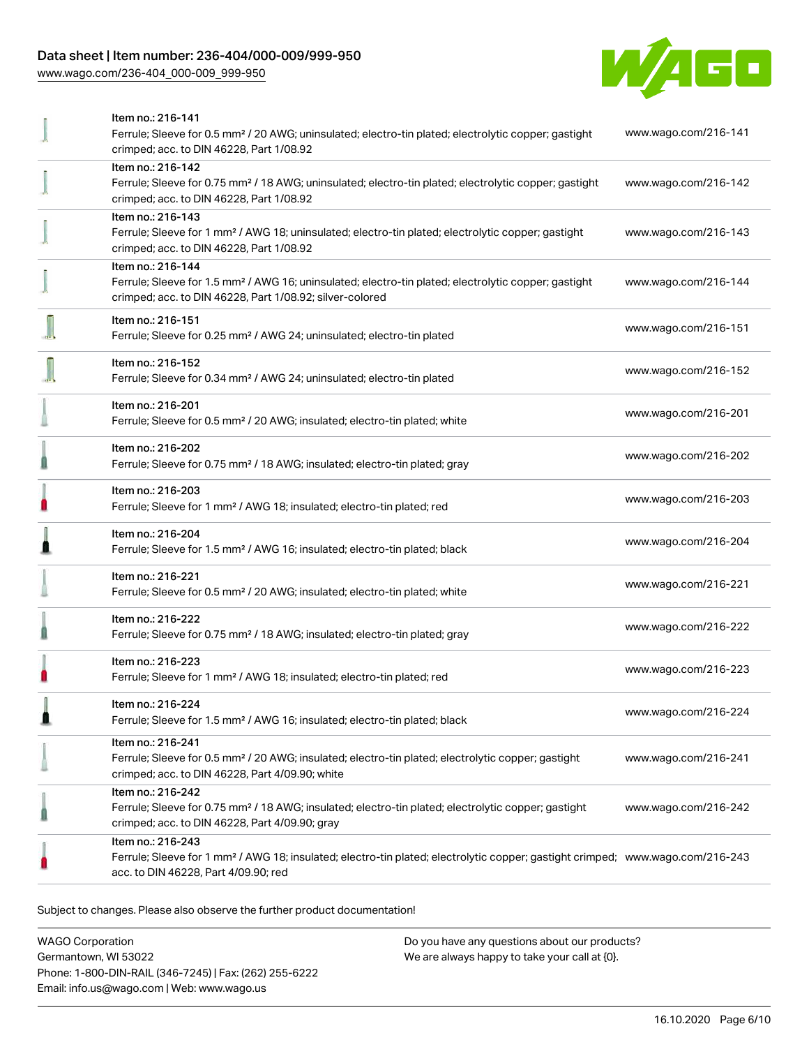| Item | Link |
| --- | --- |
| Item no.: 216-141<br>Ferrule; Sleeve for 0.5 mm² / 20 AWG; uninsulated; electro-tin plated; electrolytic copper; gastight crimped; acc. to DIN 46228, Part 1/08.92 | www.wago.com/216-141 |
| Item no.: 216-142<br>Ferrule; Sleeve for 0.75 mm² / 18 AWG; uninsulated; electro-tin plated; electrolytic copper; gastight crimped; acc. to DIN 46228, Part 1/08.92 | www.wago.com/216-142 |
| Item no.: 216-143<br>Ferrule; Sleeve for 1 mm² / AWG 18; uninsulated; electro-tin plated; electrolytic copper; gastight crimped; acc. to DIN 46228, Part 1/08.92 | www.wago.com/216-143 |
| Item no.: 216-144<br>Ferrule; Sleeve for 1.5 mm² / AWG 16; uninsulated; electro-tin plated; electrolytic copper; gastight crimped; acc. to DIN 46228, Part 1/08.92; silver-colored | www.wago.com/216-144 |
| Item no.: 216-151<br>Ferrule; Sleeve for 0.25 mm² / AWG 24; uninsulated; electro-tin plated | www.wago.com/216-151 |
| Item no.: 216-152<br>Ferrule; Sleeve for 0.34 mm² / AWG 24; uninsulated; electro-tin plated | www.wago.com/216-152 |
| Item no.: 216-201<br>Ferrule; Sleeve for 0.5 mm² / 20 AWG; insulated; electro-tin plated; white | www.wago.com/216-201 |
| Item no.: 216-202<br>Ferrule; Sleeve for 0.75 mm² / 18 AWG; insulated; electro-tin plated; gray | www.wago.com/216-202 |
| Item no.: 216-203<br>Ferrule; Sleeve for 1 mm² / AWG 18; insulated; electro-tin plated; red | www.wago.com/216-203 |
| Item no.: 216-204<br>Ferrule; Sleeve for 1.5 mm² / AWG 16; insulated; electro-tin plated; black | www.wago.com/216-204 |
| Item no.: 216-221<br>Ferrule; Sleeve for 0.5 mm² / 20 AWG; insulated; electro-tin plated; white | www.wago.com/216-221 |
| Item no.: 216-222<br>Ferrule; Sleeve for 0.75 mm² / 18 AWG; insulated; electro-tin plated; gray | www.wago.com/216-222 |
| Item no.: 216-223<br>Ferrule; Sleeve for 1 mm² / AWG 18; insulated; electro-tin plated; red | www.wago.com/216-223 |
| Item no.: 216-224<br>Ferrule; Sleeve for 1.5 mm² / AWG 16; insulated; electro-tin plated; black | www.wago.com/216-224 |
| Item no.: 216-241<br>Ferrule; Sleeve for 0.5 mm² / 20 AWG; insulated; electro-tin plated; electrolytic copper; gastight crimped; acc. to DIN 46228, Part 4/09.90; white | www.wago.com/216-241 |
| Item no.: 216-242<br>Ferrule; Sleeve for 0.75 mm² / 18 AWG; insulated; electro-tin plated; electrolytic copper; gastight crimped; acc. to DIN 46228, Part 4/09.90; gray | www.wago.com/216-242 |
| Item no.: 216-243<br>Ferrule; Sleeve for 1 mm² / AWG 18; insulated; electro-tin plated; electrolytic copper; gastight crimped; acc. to DIN 46228, Part 4/09.90; red | www.wago.com/216-243 |

Subject to changes. Please also observe the further product documentation!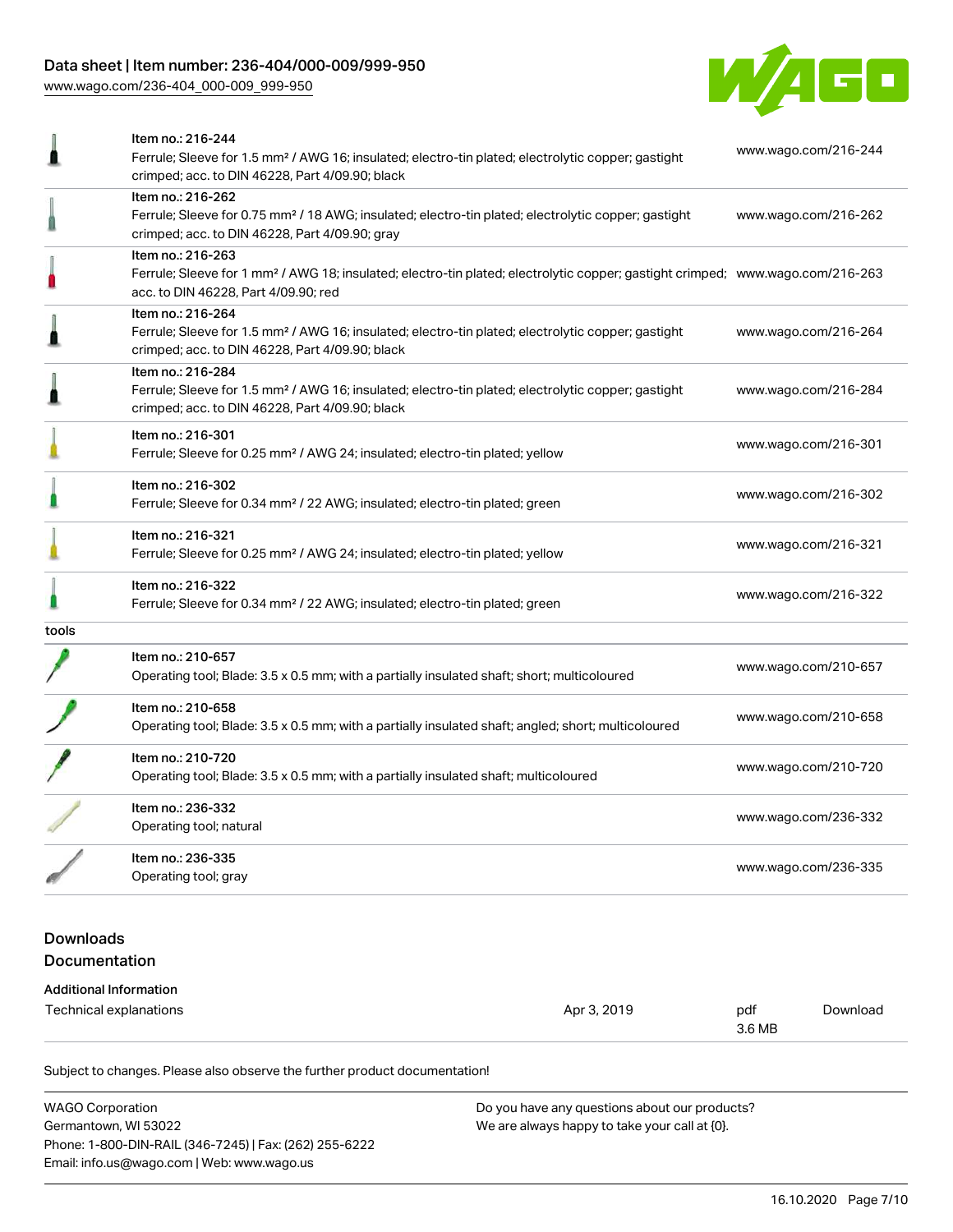| | | |
|---|---|---|
| | Item no.: 216-244<br>Ferrule; Sleeve for 1.5 mm² / AWG 16; insulated; electro-tin plated; electrolytic copper; gastight crimped; acc. to DIN 46228, Part 4/09.90; black | www.wago.com/216-244 |
| | Item no.: 216-262<br>Ferrule; Sleeve for 0.75 mm² / 18 AWG; insulated; electro-tin plated; electrolytic copper; gastight crimped; acc. to DIN 46228, Part 4/09.90; gray | www.wago.com/216-262 |
| | Item no.: 216-263<br>Ferrule; Sleeve for 1 mm² / AWG 18; insulated; electro-tin plated; electrolytic copper; gastight crimped; acc. to DIN 46228, Part 4/09.90; red | www.wago.com/216-263 |
| | Item no.: 216-264<br>Ferrule; Sleeve for 1.5 mm² / AWG 16; insulated; electro-tin plated; electrolytic copper; gastight crimped; acc. to DIN 46228, Part 4/09.90; black | www.wago.com/216-264 |
| | Item no.: 216-284<br>Ferrule; Sleeve for 1.5 mm² / AWG 16; insulated; electro-tin plated; electrolytic copper; gastight crimped; acc. to DIN 46228, Part 4/09.90; black | www.wago.com/216-284 |
| | Item no.: 216-301<br>Ferrule; Sleeve for 0.25 mm² / AWG 24; insulated; electro-tin plated; yellow | www.wago.com/216-301 |
| | Item no.: 216-302<br>Ferrule; Sleeve for 0.34 mm² / 22 AWG; insulated; electro-tin plated; green | www.wago.com/216-302 |
| | Item no.: 216-321<br>Ferrule; Sleeve for 0.25 mm² / AWG 24; insulated; electro-tin plated; yellow | www.wago.com/216-321 |
| | Item no.: 216-322<br>Ferrule; Sleeve for 0.34 mm² / 22 AWG; insulated; electro-tin plated; green | www.wago.com/216-322 |
| tools | | |
| | Item no.: 210-657<br>Operating tool; Blade: 3.5 x 0.5 mm; with a partially insulated shaft; short; multicoloured | www.wago.com/210-657 |
| | Item no.: 210-658<br>Operating tool; Blade: 3.5 x 0.5 mm; with a partially insulated shaft; angled; short; multicoloured | www.wago.com/210-658 |
| | Item no.: 210-720<br>Operating tool; Blade: 3.5 x 0.5 mm; with a partially insulated shaft; multicoloured | www.wago.com/210-720 |
| | Item no.: 236-332<br>Operating tool; natural | www.wago.com/236-332 |
| | Item no.: 236-335<br>Operating tool; gray | www.wago.com/236-335 |

## Downloads

### Documentation

#### Additional Information

| | | | |
|---|---|---|---|
| Technical explanations | Apr 3, 2019 | pdf<br>3.6 MB | Download |

Subject to changes. Please also observe the further product documentation!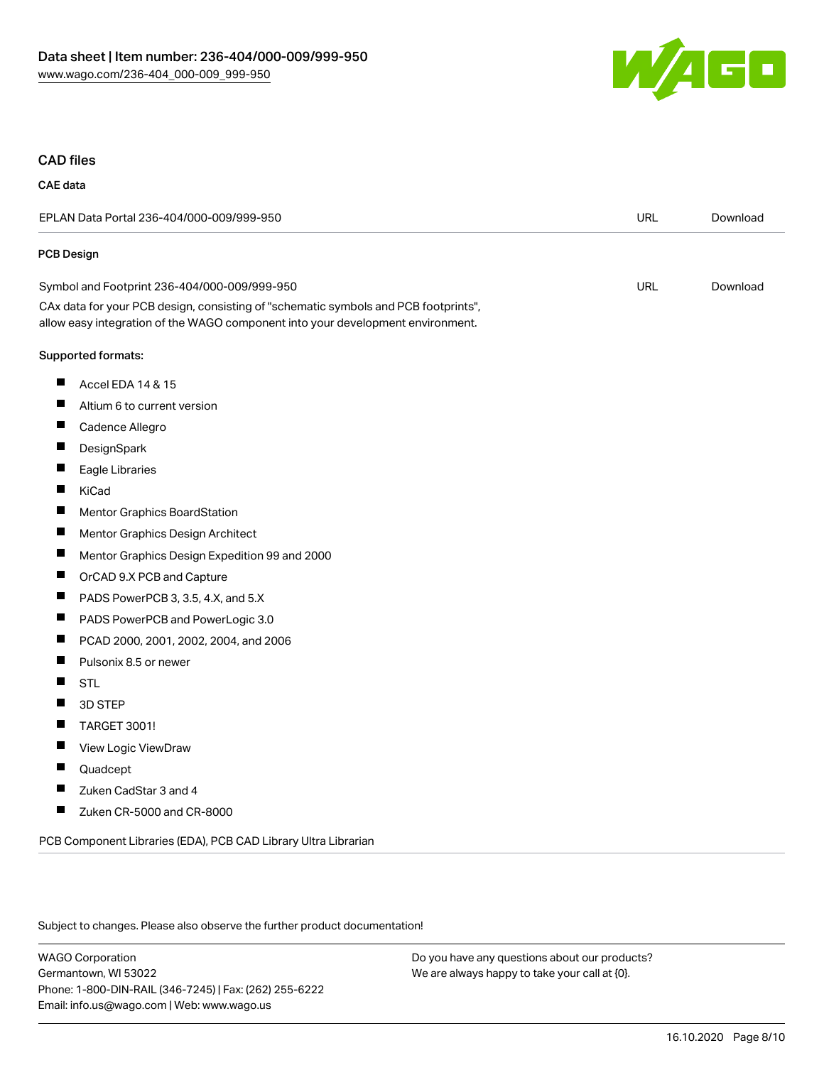## CAD files

### CAE data

| EPLAN Data Portal 236-404/000-009/999-950 | URL | Download |
|---|---|---|

### PCB Design

| Symbol and Footprint 236-404/000-009/999-950 | URL | Download |
|---|---|---|

CAx data for your PCB design, consisting of "schematic symbols and PCB footprints", allow easy integration of the WAGO component into your development environment.

**Supported formats:**

- Accel EDA 14 & 15
- Altium 6 to current version
- Cadence Allegro
- DesignSpark
- Eagle Libraries
- KiCad
- Mentor Graphics BoardStation
- Mentor Graphics Design Architect
- Mentor Graphics Design Expedition 99 and 2000
- OrCAD 9.X PCB and Capture
- PADS PowerPCB 3, 3.5, 4.X, and 5.X
- PADS PowerPCB and PowerLogic 3.0
- PCAD 2000, 2001, 2002, 2004, and 2006
- Pulsonix 8.5 or newer
- STL
- 3D STEP
- TARGET 3001!
- View Logic ViewDraw
- Quadcept
- Zuken CadStar 3 and 4
- Zuken CR-5000 and CR-8000

PCB Component Libraries (EDA), PCB CAD Library Ultra Librarian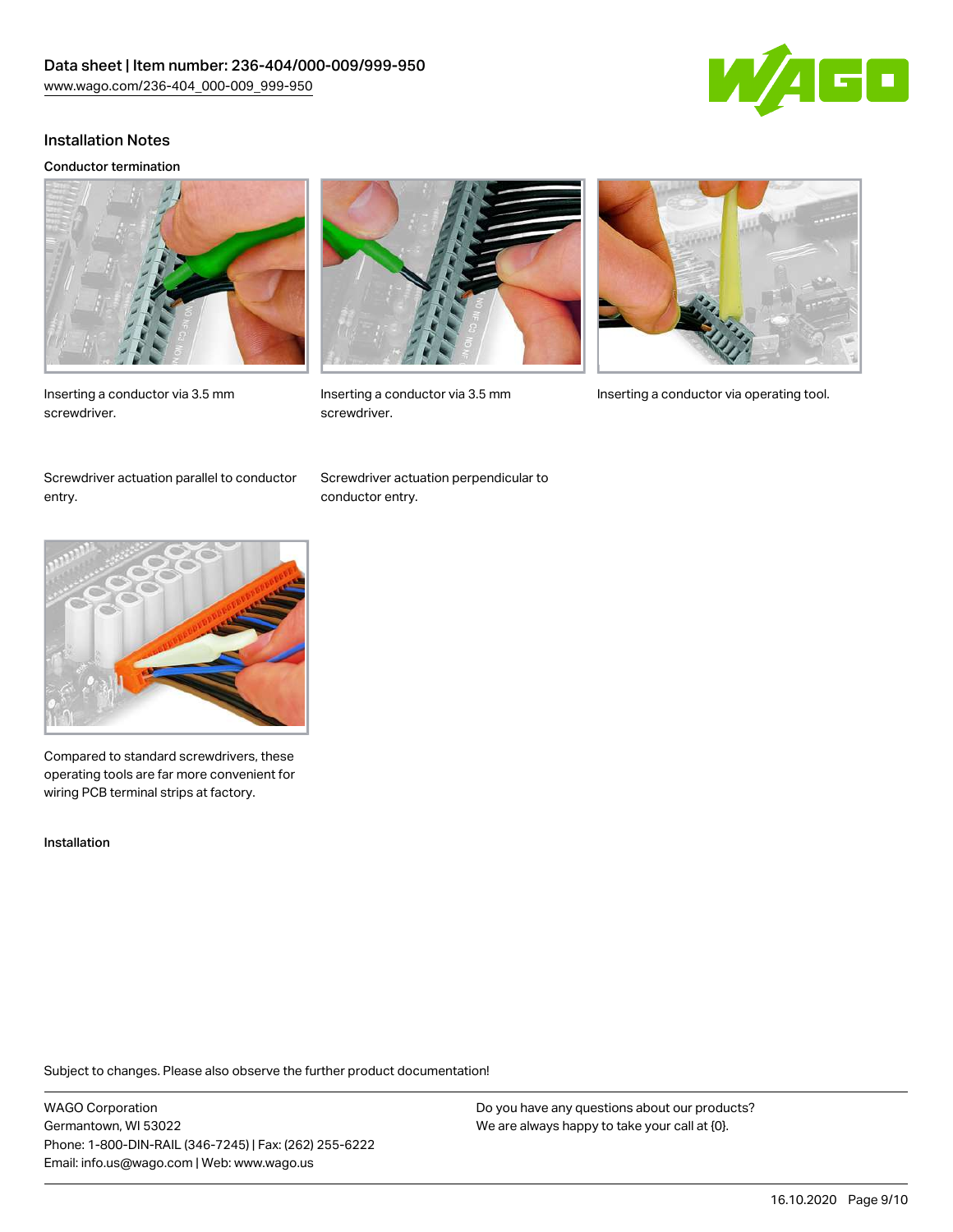## Installation Notes

### Conductor termination

Inserting a conductor via 3.5 mm screwdriver.

Inserting a conductor via 3.5 mm screwdriver.

Inserting a conductor via operating tool.

Screwdriver actuation parallel to conductor entry.

Screwdriver actuation perpendicular to conductor entry.

Compared to standard screwdrivers, these operating tools are far more convenient for wiring PCB terminal strips at factory.

### Installation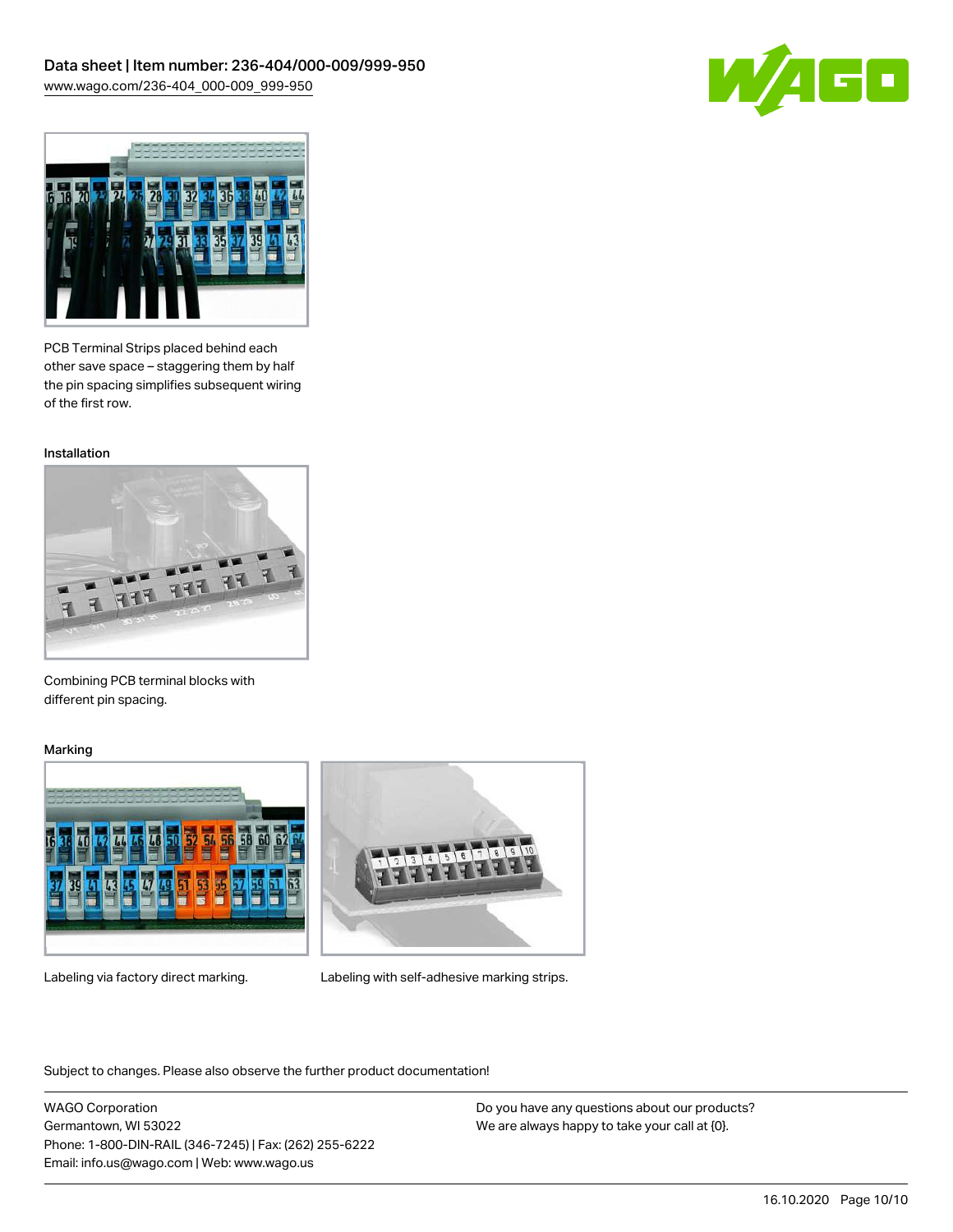PCB Terminal Strips placed behind each other save space – staggering them by half the pin spacing simplifies subsequent wiring of the first row.

## Installation

Combining PCB terminal blocks with different pin spacing.

## Marking

Labeling via factory direct marking.

Labeling with self-adhesive marking strips.

Subject to changes. Please also observe the further product documentation!

WAGO Corporation
Germantown, WI 53022
Phone: 1-800-DIN-RAIL (346-7245) | Fax: (262) 255-6222
Email: info.us@wago.com | Web: www.wago.us

Do you have any questions about our products?
We are always happy to take your call at {0}.